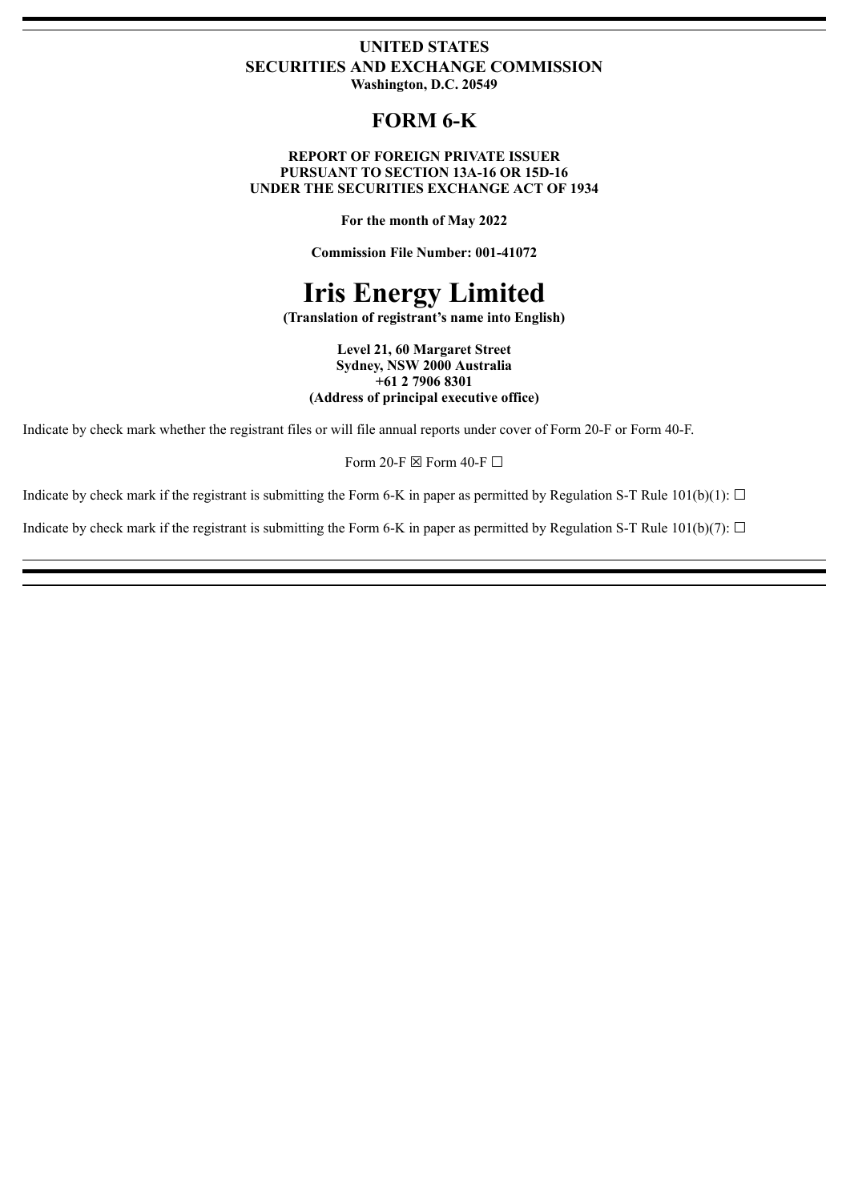**UNITED STATES**
**SECURITIES AND EXCHANGE COMMISSION**
**Washington, D.C. 20549**

# FORM 6-K

**REPORT OF FOREIGN PRIVATE ISSUER**
**PURSUANT TO SECTION 13A-16 OR 15D-16**
**UNDER THE SECURITIES EXCHANGE ACT OF 1934**

**For the month of May 2022**

**Commission File Number: 001-41072**

# Iris Energy Limited

**(Translation of registrant's name into English)**

**Level 21, 60 Margaret Street**
**Sydney, NSW 2000 Australia**
**+61 2 7906 8301**
**(Address of principal executive office)**

Indicate by check mark whether the registrant files or will file annual reports under cover of Form 20-F or Form 40-F.

Form 20-F ☒ Form 40-F ☐

Indicate by check mark if the registrant is submitting the Form 6-K in paper as permitted by Regulation S-T Rule 101(b)(1): ☐

Indicate by check mark if the registrant is submitting the Form 6-K in paper as permitted by Regulation S-T Rule 101(b)(7): ☐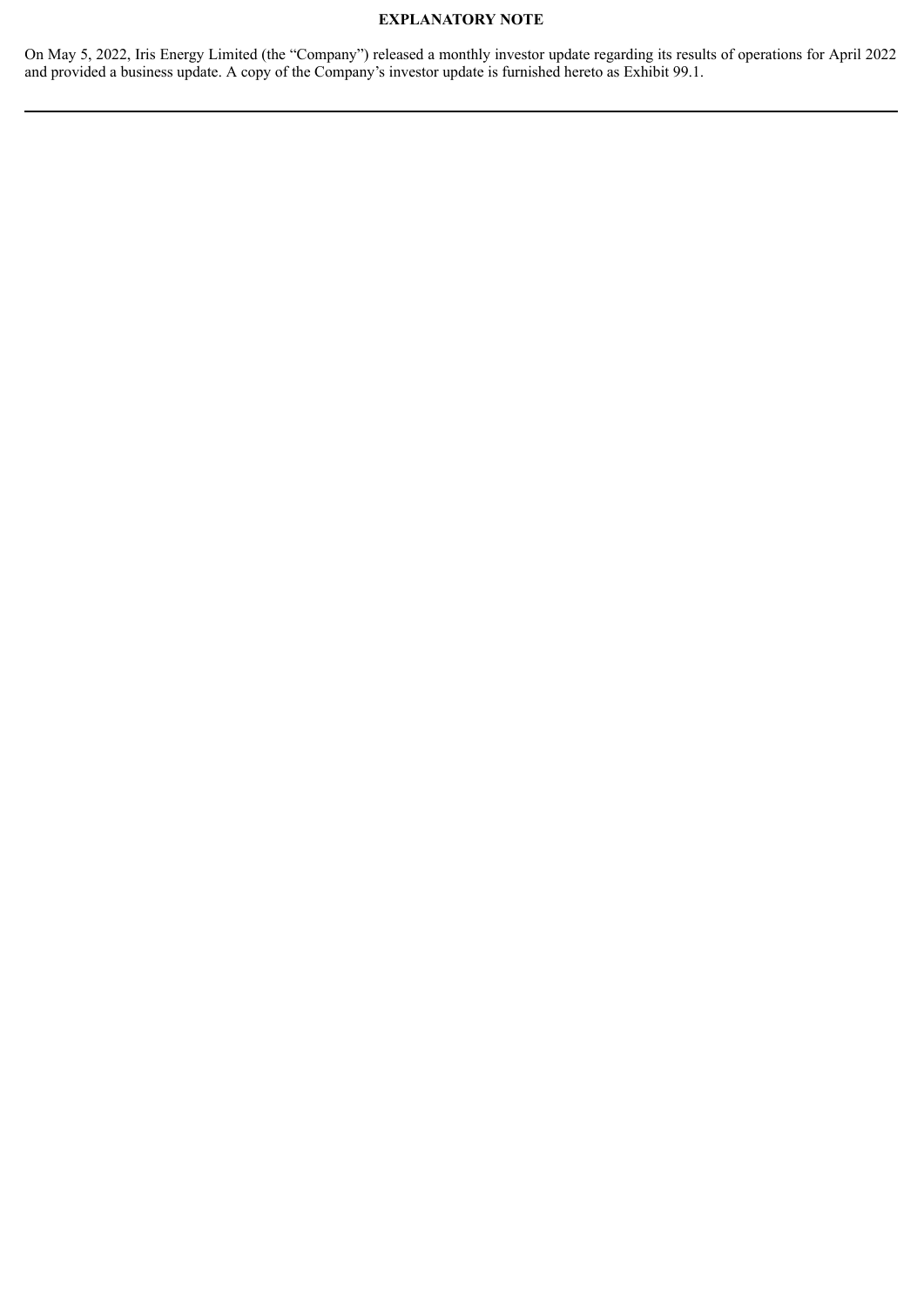**EXPLANATORY NOTE**

On May 5, 2022, Iris Energy Limited (the "Company") released a monthly investor update regarding its results of operations for April 2022 and provided a business update. A copy of the Company's investor update is furnished hereto as Exhibit 99.1.

---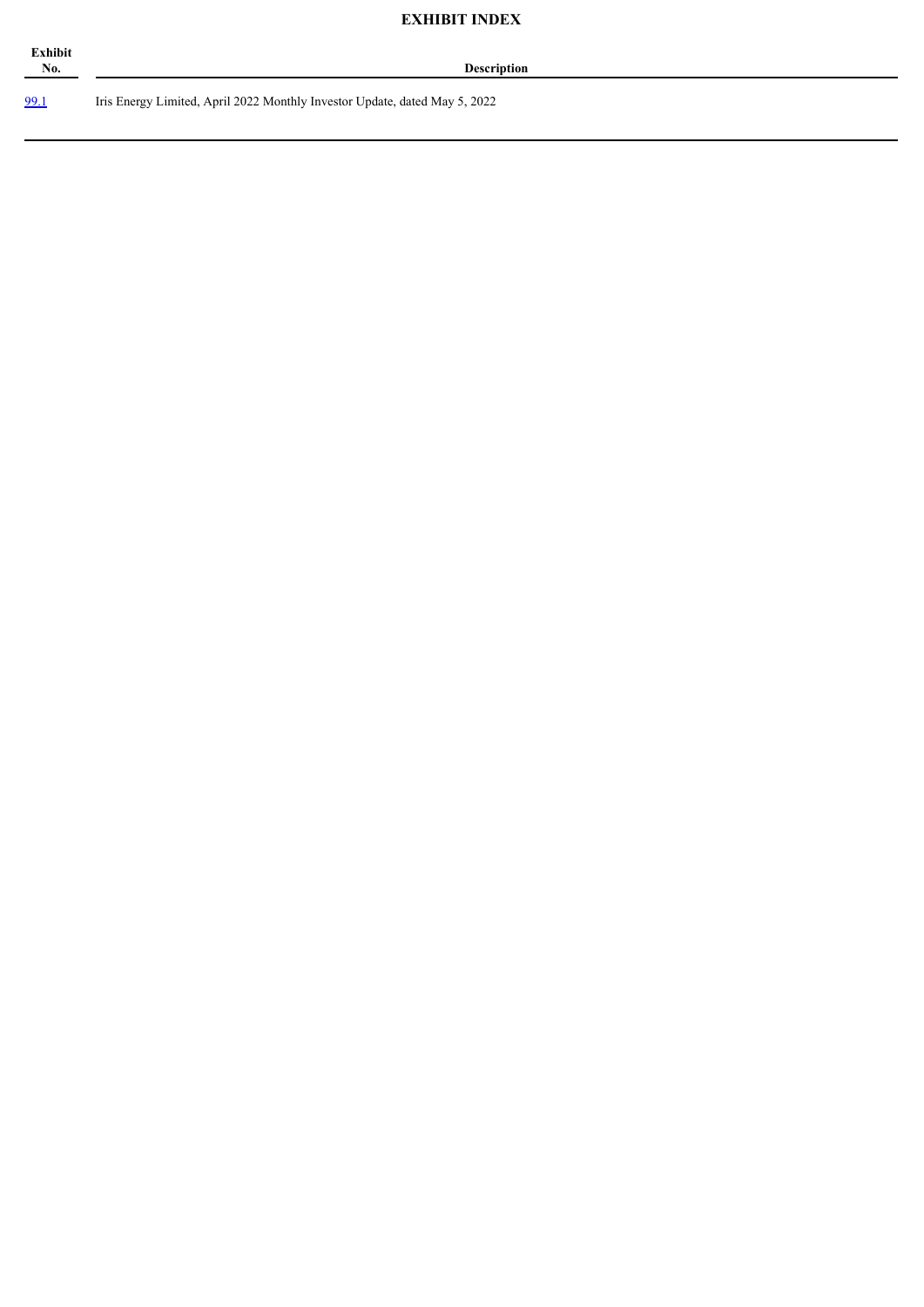# EXHIBIT INDEX

| Exhibit No. | Description |
|---|---|
| 99.1 | Iris Energy Limited, April 2022 Monthly Investor Update, dated May 5, 2022 |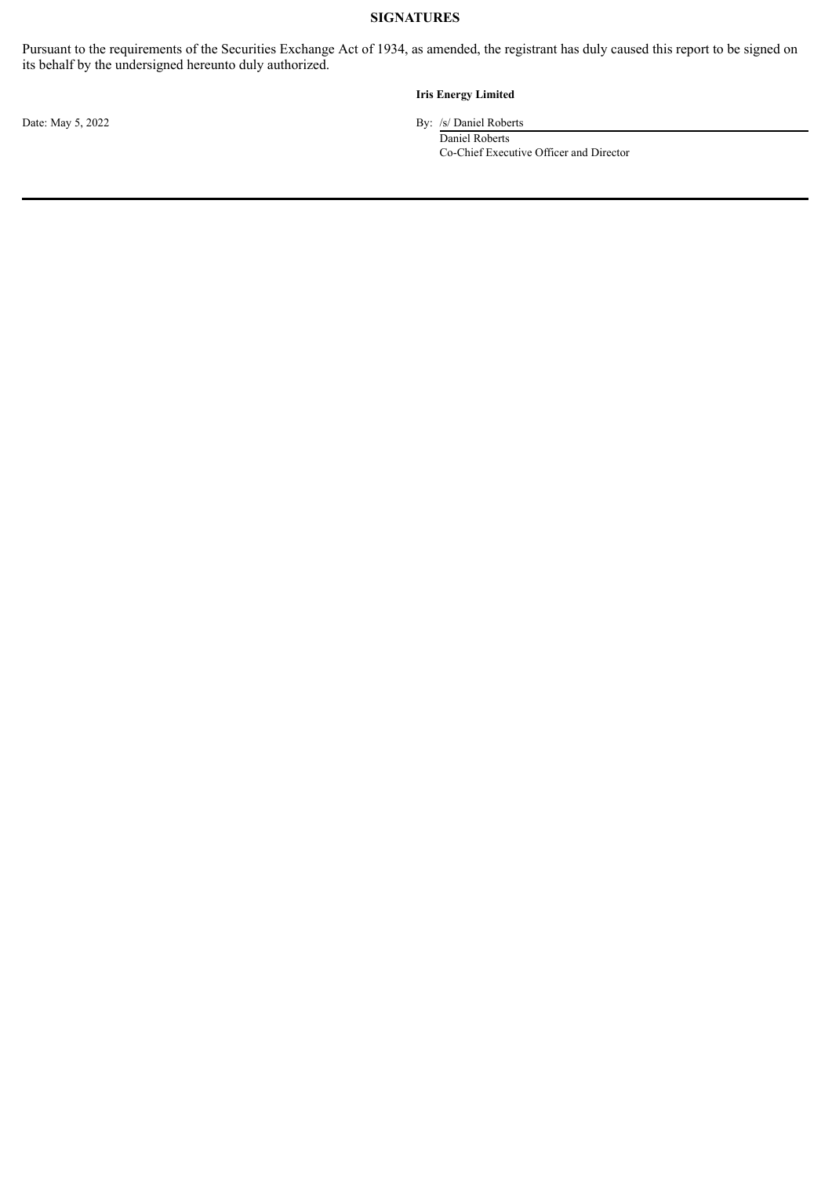**SIGNATURES**

Pursuant to the requirements of the Securities Exchange Act of 1934, as amended, the registrant has duly caused this report to be signed on its behalf by the undersigned hereunto duly authorized.

**Iris Energy Limited**

Date: May 5, 2022

By: /s/ Daniel Roberts
Daniel Roberts
Co-Chief Executive Officer and Director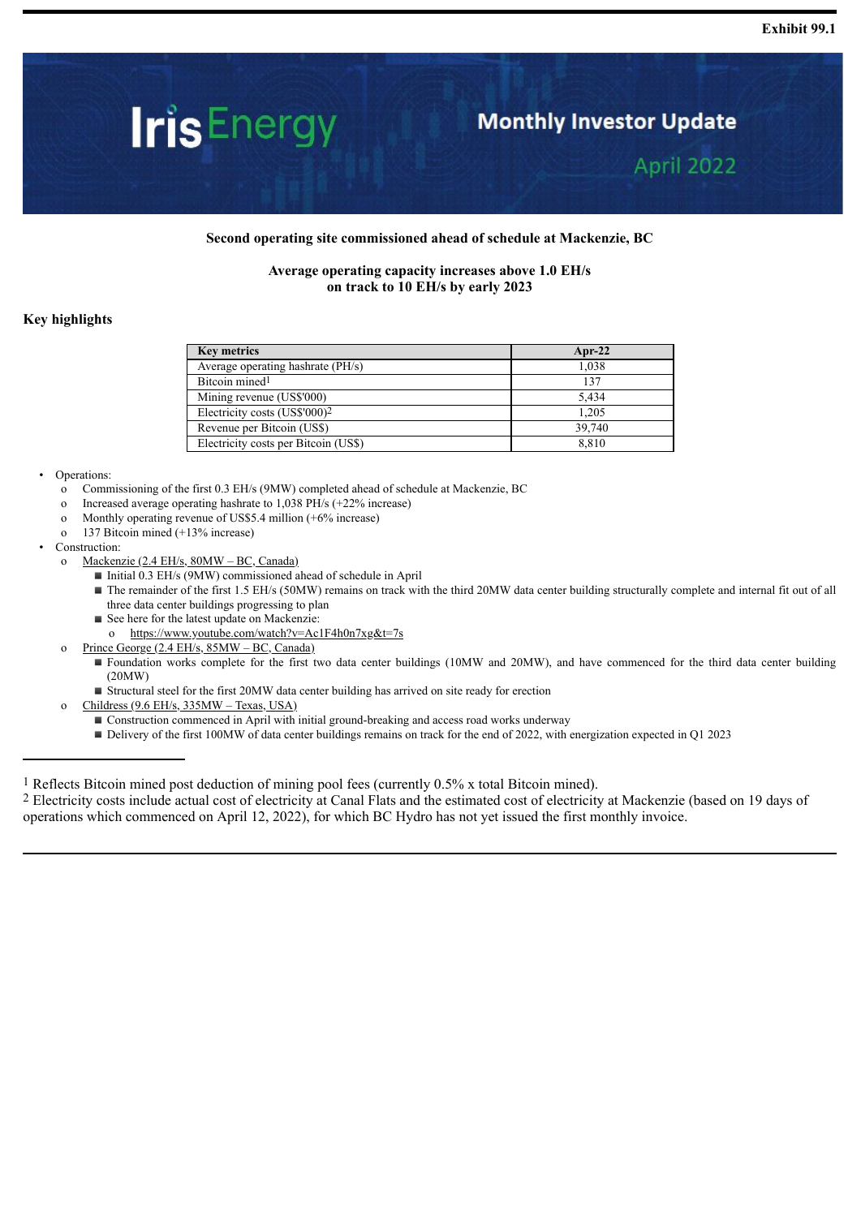**Exhibit 99.1**

# Iris Energy

## Monthly Investor Update

## April 2022

**Second operating site commissioned ahead of schedule at Mackenzie, BC**

**Average operating capacity increases above 1.0 EH/s**
**on track to 10 EH/s by early 2023**

### Key highlights

| Key metrics | Apr-22 |
|---|---|
| Average operating hashrate (PH/s) | 1,038 |
| Bitcoin mined[1] | 137 |
| Mining revenue (US$'000) | 5,434 |
| Electricity costs (US$'000)[2] | 1,205 |
| Revenue per Bitcoin (US$) | 39,740 |
| Electricity costs per Bitcoin (US$) | 8,810 |

- Operations:
  - Commissioning of the first 0.3 EH/s (9MW) completed ahead of schedule at Mackenzie, BC
  - Increased average operating hashrate to 1,038 PH/s (+22% increase)
  - Monthly operating revenue of US$5.4 million (+6% increase)
  - 137 Bitcoin mined (+13% increase)
- Construction:
  - Mackenzie (2.4 EH/s, 80MW – BC, Canada)
    - Initial 0.3 EH/s (9MW) commissioned ahead of schedule in April
    - The remainder of the first 1.5 EH/s (50MW) remains on track with the third 20MW data center building structurally complete and internal fit out of all three data center buildings progressing to plan
    - See here for the latest update on Mackenzie:
      - https://www.youtube.com/watch?v=Ac1F4h0n7xg&t=7s
  - Prince George (2.4 EH/s, 85MW – BC, Canada)
    - Foundation works complete for the first two data center buildings (10MW and 20MW), and have commenced for the third data center building (20MW)
    - Structural steel for the first 20MW data center building has arrived on site ready for erection
  - Childress (9.6 EH/s, 335MW – Texas, USA)
    - Construction commenced in April with initial ground-breaking and access road works underway
    - Delivery of the first 100MW of data center buildings remains on track for the end of 2022, with energization expected in Q1 2023

---

[1] Reflects Bitcoin mined post deduction of mining pool fees (currently 0.5% x total Bitcoin mined).
[2] Electricity costs include actual cost of electricity at Canal Flats and the estimated cost of electricity at Mackenzie (based on 19 days of operations which commenced on April 12, 2022), for which BC Hydro has not yet issued the first monthly invoice.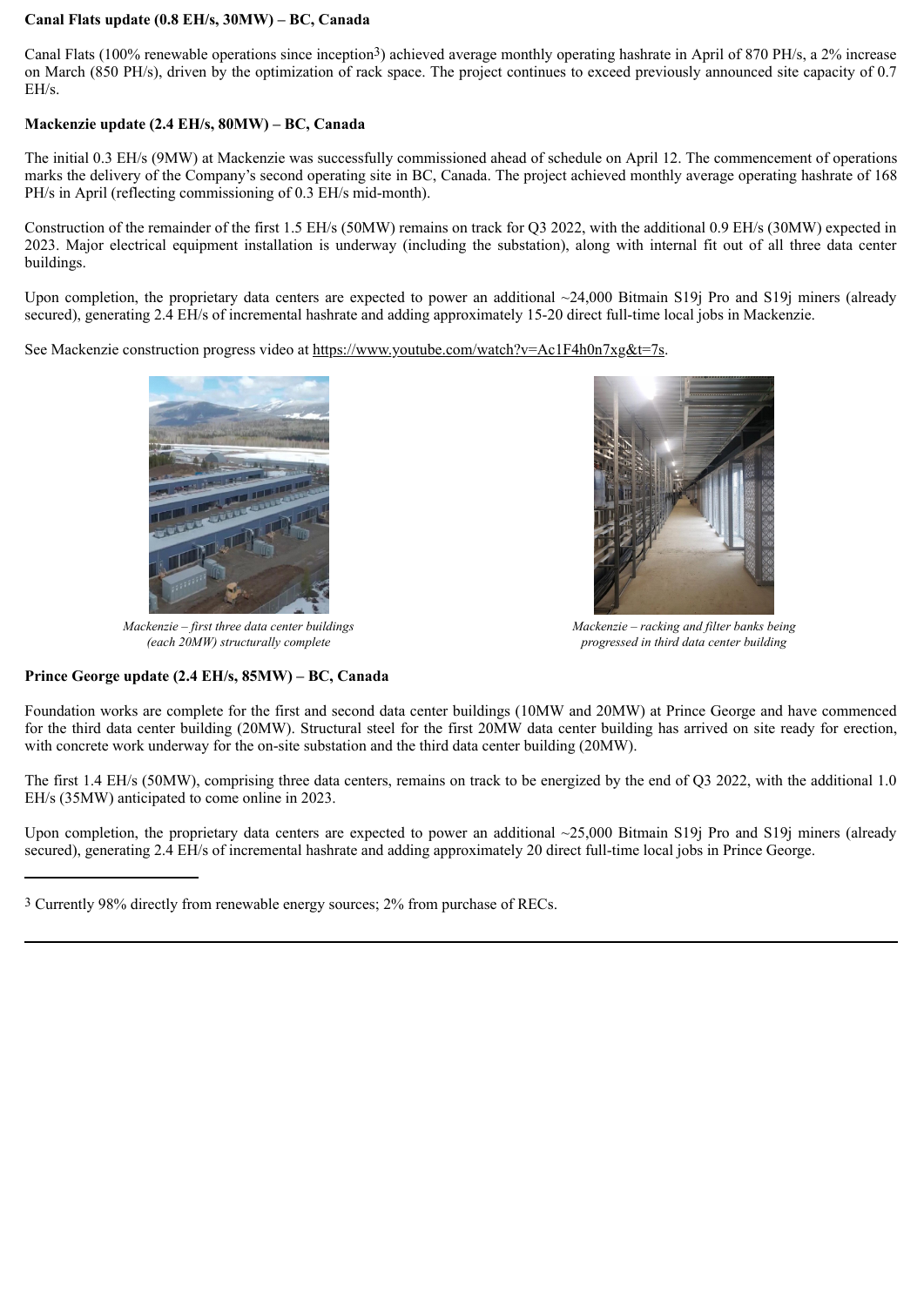**Canal Flats update (0.8 EH/s, 30MW) – BC, Canada**

Canal Flats (100% renewable operations since inception[3]) achieved average monthly operating hashrate in April of 870 PH/s, a 2% increase on March (850 PH/s), driven by the optimization of rack space. The project continues to exceed previously announced site capacity of 0.7 EH/s.

**Mackenzie update (2.4 EH/s, 80MW) – BC, Canada**

The initial 0.3 EH/s (9MW) at Mackenzie was successfully commissioned ahead of schedule on April 12. The commencement of operations marks the delivery of the Company's second operating site in BC, Canada. The project achieved monthly average operating hashrate of 168 PH/s in April (reflecting commissioning of 0.3 EH/s mid-month).

Construction of the remainder of the first 1.5 EH/s (50MW) remains on track for Q3 2022, with the additional 0.9 EH/s (30MW) expected in 2023. Major electrical equipment installation is underway (including the substation), along with internal fit out of all three data center buildings.

Upon completion, the proprietary data centers are expected to power an additional ~24,000 Bitmain S19j Pro and S19j miners (already secured), generating 2.4 EH/s of incremental hashrate and adding approximately 15-20 direct full-time local jobs in Mackenzie.

See Mackenzie construction progress video at https://www.youtube.com/watch?v=Ac1F4h0n7xg&t=7s.

*Mackenzie – first three data center buildings (each 20MW) structurally complete*

*Mackenzie – racking and filter banks being progressed in third data center building*

**Prince George update (2.4 EH/s, 85MW) – BC, Canada**

Foundation works are complete for the first and second data center buildings (10MW and 20MW) at Prince George and have commenced for the third data center building (20MW). Structural steel for the first 20MW data center building has arrived on site ready for erection, with concrete work underway for the on-site substation and the third data center building (20MW).

The first 1.4 EH/s (50MW), comprising three data centers, remains on track to be energized by the end of Q3 2022, with the additional 1.0 EH/s (35MW) anticipated to come online in 2023.

Upon completion, the proprietary data centers are expected to power an additional ~25,000 Bitmain S19j Pro and S19j miners (already secured), generating 2.4 EH/s of incremental hashrate and adding approximately 20 direct full-time local jobs in Prince George.

---

[3] Currently 98% directly from renewable energy sources; 2% from purchase of RECs.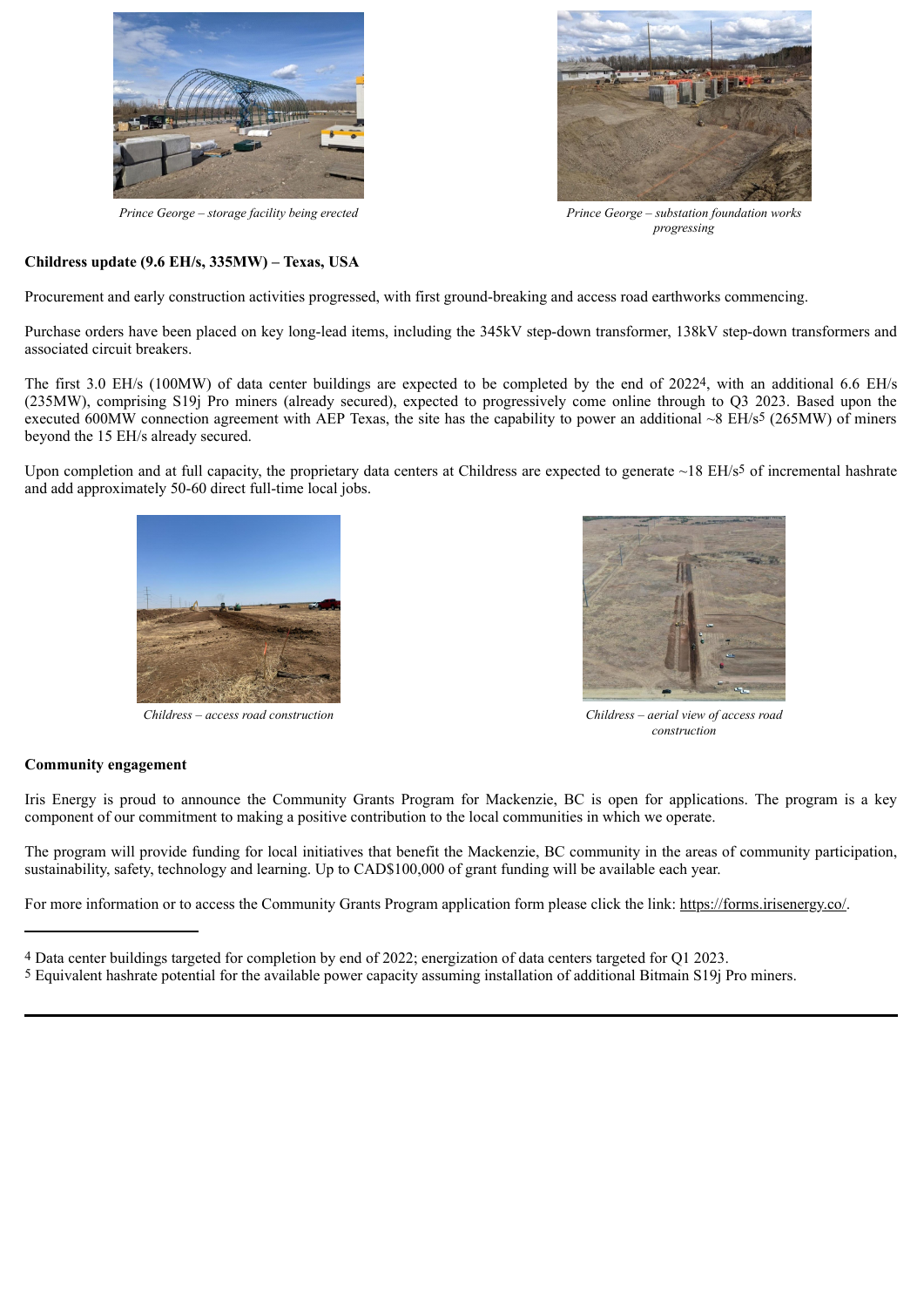*Prince George – storage facility being erected*

*Prince George – substation foundation works progressing*

**Childress update (9.6 EH/s, 335MW) – Texas, USA**

Procurement and early construction activities progressed, with first ground-breaking and access road earthworks commencing.

Purchase orders have been placed on key long-lead items, including the 345kV step-down transformer, 138kV step-down transformers and associated circuit breakers.

The first 3.0 EH/s (100MW) of data center buildings are expected to be completed by the end of 2022[4], with an additional 6.6 EH/s (235MW), comprising S19j Pro miners (already secured), expected to progressively come online through to Q3 2023. Based upon the executed 600MW connection agreement with AEP Texas, the site has the capability to power an additional ~8 EH/s[5] (265MW) of miners beyond the 15 EH/s already secured.

Upon completion and at full capacity, the proprietary data centers at Childress are expected to generate ~18 EH/s[5] of incremental hashrate and add approximately 50-60 direct full-time local jobs.

*Childress – access road construction*

*Childress – aerial view of access road construction*

**Community engagement**

Iris Energy is proud to announce the Community Grants Program for Mackenzie, BC is open for applications. The program is a key component of our commitment to making a positive contribution to the local communities in which we operate.

The program will provide funding for local initiatives that benefit the Mackenzie, BC community in the areas of community participation, sustainability, safety, technology and learning. Up to CAD$100,000 of grant funding will be available each year.

For more information or to access the Community Grants Program application form please click the link: https://forms.irisenergy.co/.

---

[4] Data center buildings targeted for completion by end of 2022; energization of data centers targeted for Q1 2023.
[5] Equivalent hashrate potential for the available power capacity assuming installation of additional Bitmain S19j Pro miners.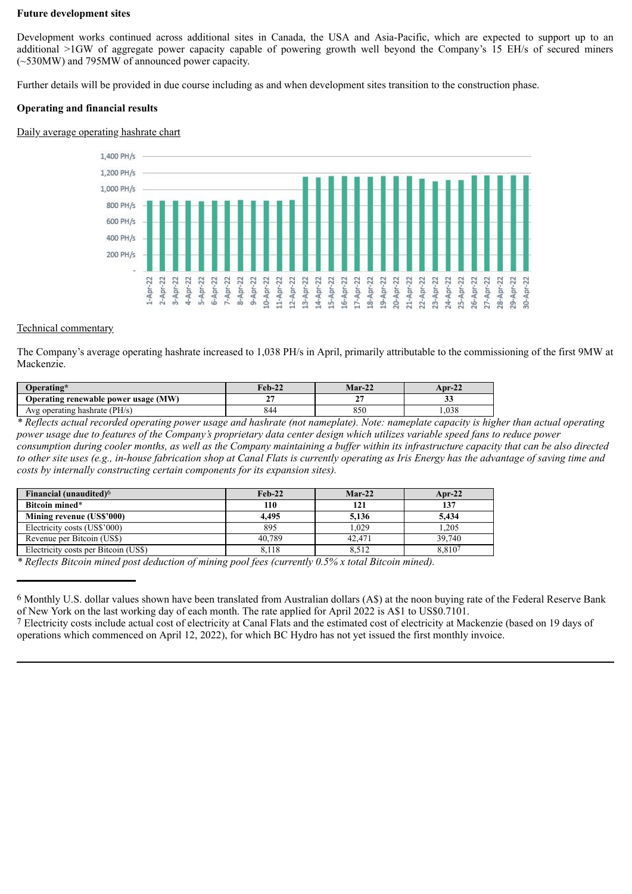**Future development sites**

Development works continued across additional sites in Canada, the USA and Asia-Pacific, which are expected to support up to an additional >1GW of aggregate power capacity capable of powering growth well beyond the Company's 15 EH/s of secured miners (~530MW) and 795MW of announced power capacity.

Further details will be provided in due course including as and when development sites transition to the construction phase.

**Operating and financial results**

Daily average operating hashrate chart

Technical commentary

The Company's average operating hashrate increased to 1,038 PH/s in April, primarily attributable to the commissioning of the first 9MW at Mackenzie.

| Operating* | Feb-22 | Mar-22 | Apr-22 |
|---|---|---|---|
| **Operating renewable power usage (MW)** | **27** | **27** | **33** |
| Avg operating hashrate (PH/s) | 844 | 850 | 1,038 |

*\* Reflects actual recorded operating power usage and hashrate (not nameplate). Note: nameplate capacity is higher than actual operating power usage due to features of the Company's proprietary data center design which utilizes variable speed fans to reduce power consumption during cooler months, as well as the Company maintaining a buffer within its infrastructure capacity that can be also directed to other site uses (e.g., in-house fabrication shop at Canal Flats is currently operating as Iris Energy has the advantage of saving time and costs by internally constructing certain components for its expansion sites).*

| Financial (unaudited)[6] | Feb-22 | Mar-22 | Apr-22 |
|---|---|---|---|
| **Bitcoin mined*** | **110** | **121** | **137** |
| **Mining revenue (US$'000)** | **4,495** | **5,136** | **5,434** |
| Electricity costs (US$'000) | 895 | 1,029 | 1,205 |
| Revenue per Bitcoin (US$) | 40,789 | 42,471 | 39,740 |
| Electricity costs per Bitcoin (US$) | 8,118 | 8,512 | 8,810[7] |

*\* Reflects Bitcoin mined post deduction of mining pool fees (currently 0.5% x total Bitcoin mined).*

---

[6] Monthly U.S. dollar values shown have been translated from Australian dollars (A$) at the noon buying rate of the Federal Reserve Bank of New York on the last working day of each month. The rate applied for April 2022 is A$1 to US$0.7101.

[7] Electricity costs include actual cost of electricity at Canal Flats and the estimated cost of electricity at Mackenzie (based on 19 days of operations which commenced on April 12, 2022), for which BC Hydro has not yet issued the first monthly invoice.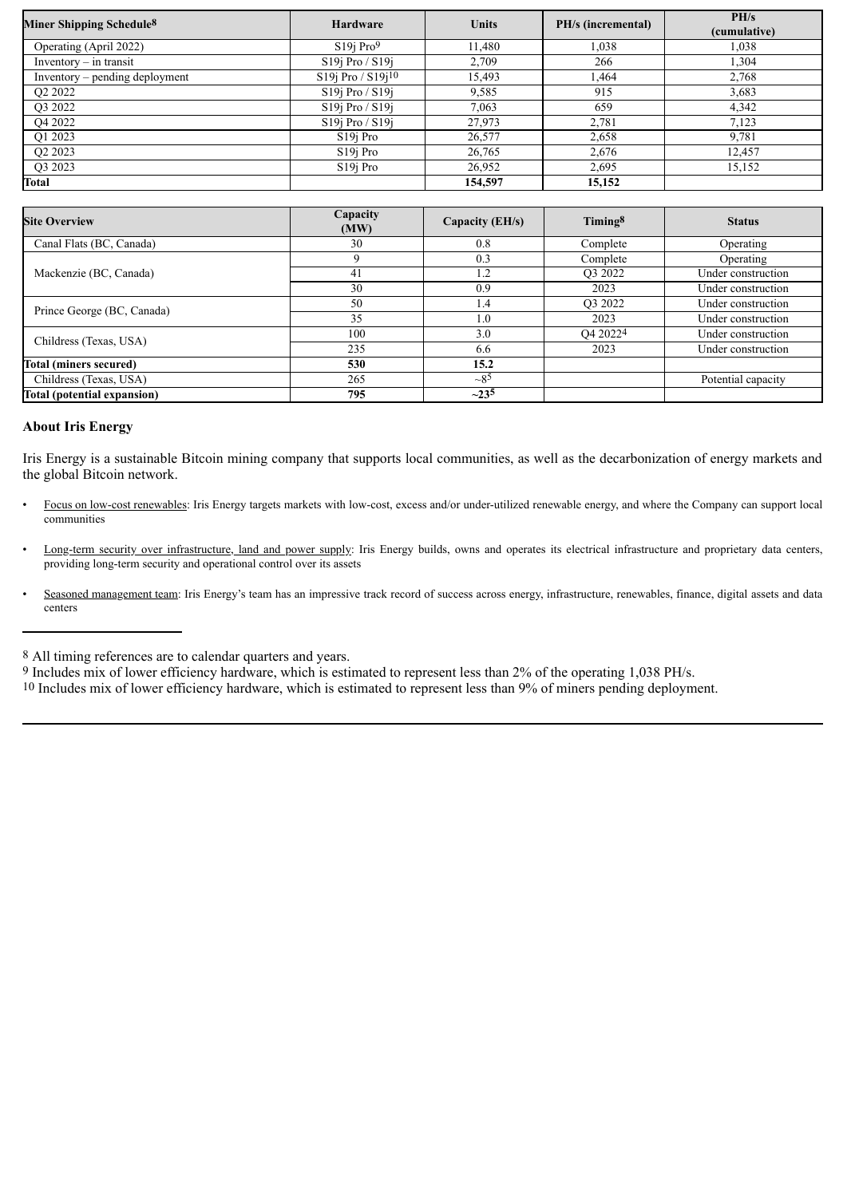| Miner Shipping Schedule[8] | Hardware | Units | PH/s (incremental) | PH/s (cumulative) |
|---|---|---|---|---|
| Operating (April 2022) | S19j Pro[9] | 11,480 | 1,038 | 1,038 |
| Inventory – in transit | S19j Pro / S19j | 2,709 | 266 | 1,304 |
| Inventory – pending deployment | S19j Pro / S19j[10] | 15,493 | 1,464 | 2,768 |
| Q2 2022 | S19j Pro / S19j | 9,585 | 915 | 3,683 |
| Q3 2022 | S19j Pro / S19j | 7,063 | 659 | 4,342 |
| Q4 2022 | S19j Pro / S19j | 27,973 | 2,781 | 7,123 |
| Q1 2023 | S19j Pro | 26,577 | 2,658 | 9,781 |
| Q2 2023 | S19j Pro | 26,765 | 2,676 | 12,457 |
| Q3 2023 | S19j Pro | 26,952 | 2,695 | 15,152 |
| **Total** | | **154,597** | **15,152** | |

| Site Overview | Capacity (MW) | Capacity (EH/s) | Timing[8] | Status |
|---|---|---|---|---|
| Canal Flats (BC, Canada) | 30 | 0.8 | Complete | Operating |
| Mackenzie (BC, Canada) | 9 | 0.3 | Complete | Operating |
| | 41 | 1.2 | Q3 2022 | Under construction |
| | 30 | 0.9 | 2023 | Under construction |
| Prince George (BC, Canada) | 50 | 1.4 | Q3 2022 | Under construction |
| | 35 | 1.0 | 2023 | Under construction |
| Childress (Texas, USA) | 100 | 3.0 | Q4 2022[4] | Under construction |
| | 235 | 6.6 | 2023 | Under construction |
| **Total (miners secured)** | **530** | **15.2** | | |
| Childress (Texas, USA) | 265 | ~8[5] | | Potential capacity |
| **Total (potential expansion)** | **795** | **~23[5]** | | |

**About Iris Energy**

Iris Energy is a sustainable Bitcoin mining company that supports local communities, as well as the decarbonization of energy markets and the global Bitcoin network.

- Focus on low-cost renewables: Iris Energy targets markets with low-cost, excess and/or under-utilized renewable energy, and where the Company can support local communities
- Long-term security over infrastructure, land and power supply: Iris Energy builds, owns and operates its electrical infrastructure and proprietary data centers, providing long-term security and operational control over its assets
- Seasoned management team: Iris Energy's team has an impressive track record of success across energy, infrastructure, renewables, finance, digital assets and data centers

---

[8] All timing references are to calendar quarters and years.
[9] Includes mix of lower efficiency hardware, which is estimated to represent less than 2% of the operating 1,038 PH/s.
[10] Includes mix of lower efficiency hardware, which is estimated to represent less than 9% of miners pending deployment.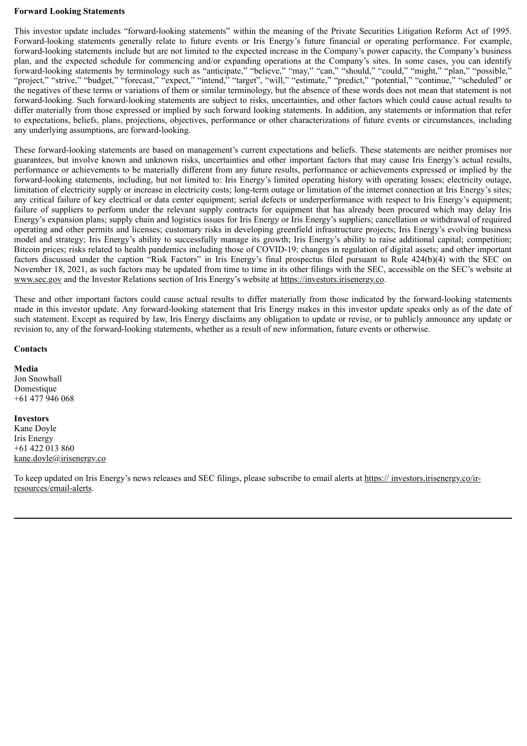**Forward Looking Statements**

This investor update includes "forward-looking statements" within the meaning of the Private Securities Litigation Reform Act of 1995. Forward-looking statements generally relate to future events or Iris Energy's future financial or operating performance. For example, forward-looking statements include but are not limited to the expected increase in the Company's power capacity, the Company's business plan, and the expected schedule for commencing and/or expanding operations at the Company's sites. In some cases, you can identify forward-looking statements by terminology such as "anticipate," "believe," "may," "can," "should," "could," "might," "plan," "possible," "project," "strive," "budget," "forecast," "expect," "intend," "target", "will," "estimate," "predict," "potential," "continue," "scheduled" or the negatives of these terms or variations of them or similar terminology, but the absence of these words does not mean that statement is not forward-looking. Such forward-looking statements are subject to risks, uncertainties, and other factors which could cause actual results to differ materially from those expressed or implied by such forward looking statements. In addition, any statements or information that refer to expectations, beliefs, plans, projections, objectives, performance or other characterizations of future events or circumstances, including any underlying assumptions, are forward-looking.

These forward-looking statements are based on management's current expectations and beliefs. These statements are neither promises nor guarantees, but involve known and unknown risks, uncertainties and other important factors that may cause Iris Energy's actual results, performance or achievements to be materially different from any future results, performance or achievements expressed or implied by the forward-looking statements, including, but not limited to: Iris Energy's limited operating history with operating losses; electricity outage, limitation of electricity supply or increase in electricity costs; long-term outage or limitation of the internet connection at Iris Energy's sites; any critical failure of key electrical or data center equipment; serial defects or underperformance with respect to Iris Energy's equipment; failure of suppliers to perform under the relevant supply contracts for equipment that has already been procured which may delay Iris Energy's expansion plans; supply chain and logistics issues for Iris Energy or Iris Energy's suppliers; cancellation or withdrawal of required operating and other permits and licenses; customary risks in developing greenfield infrastructure projects; Iris Energy's evolving business model and strategy; Iris Energy's ability to successfully manage its growth; Iris Energy's ability to raise additional capital; competition; Bitcoin prices; risks related to health pandemics including those of COVID-19; changes in regulation of digital assets; and other important factors discussed under the caption "Risk Factors" in Iris Energy's final prospectus filed pursuant to Rule 424(b)(4) with the SEC on November 18, 2021, as such factors may be updated from time to time in its other filings with the SEC, accessible on the SEC's website at www.sec.gov and the Investor Relations section of Iris Energy's website at https://investors.irisenergy.co.

These and other important factors could cause actual results to differ materially from those indicated by the forward-looking statements made in this investor update. Any forward-looking statement that Iris Energy makes in this investor update speaks only as of the date of such statement. Except as required by law, Iris Energy disclaims any obligation to update or revise, or to publicly announce any update or revision to, any of the forward-looking statements, whether as a result of new information, future events or otherwise.

**Contacts**

**Media**
Jon Snowball
Domestique
+61 477 946 068

**Investors**
Kane Doyle
Iris Energy
+61 422 013 860
kane.doyle@irisenergy.co

To keep updated on Iris Energy's news releases and SEC filings, please subscribe to email alerts at https:// investors.irisenergy.co/ir-resources/email-alerts.